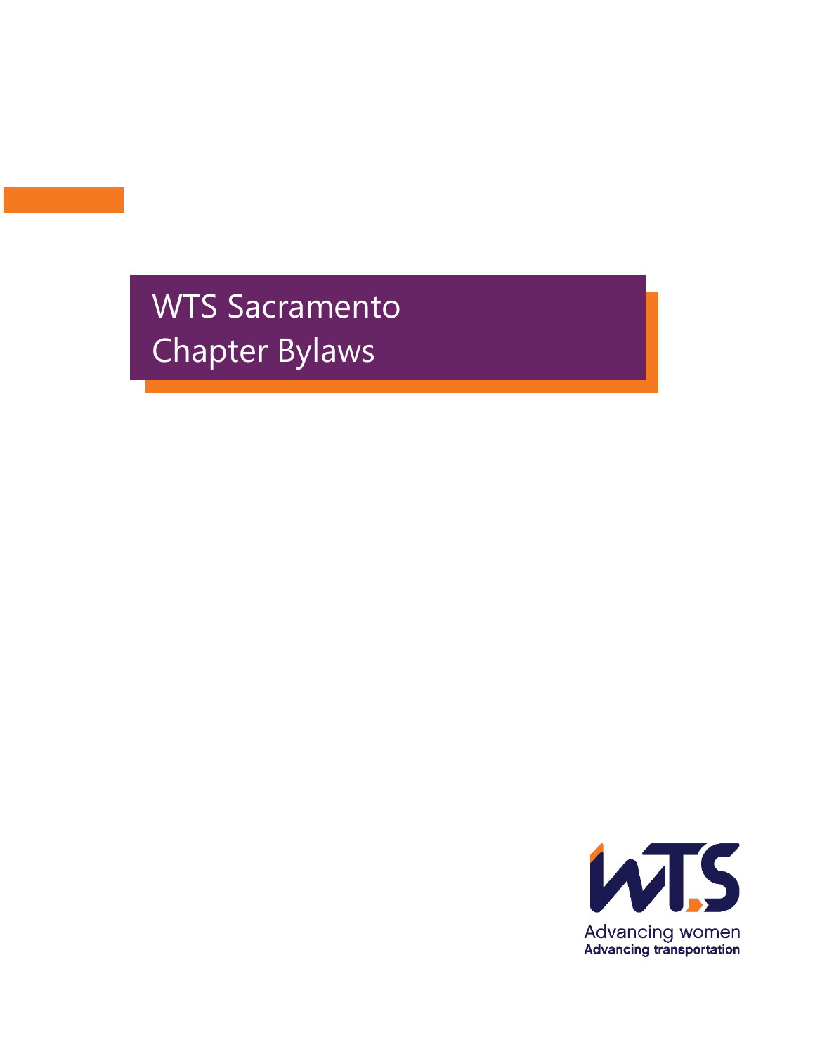# WTS Sacramento Chapter Bylaws

Advancing women
**Advancing transportation**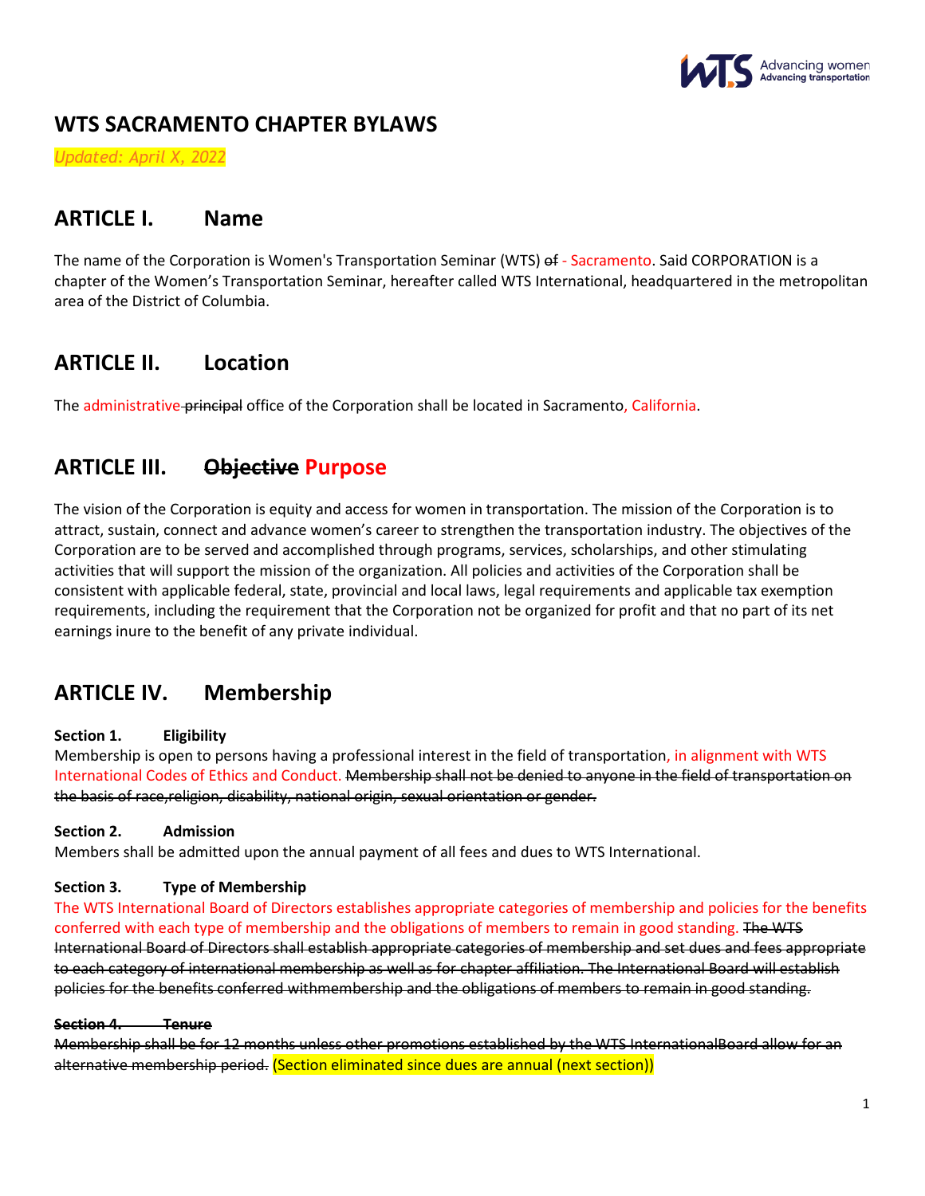# WTS SACRAMENTO CHAPTER BYLAWS

*Updated: April X, 2022*

## ARTICLE I. Name

The name of the Corporation is Women's Transportation Seminar (WTS) ~~of~~ - Sacramento. Said CORPORATION is a chapter of the Women's Transportation Seminar, hereafter called WTS International, headquartered in the metropolitan area of the District of Columbia.

## ARTICLE II. Location

The administrative ~~principal~~ office of the Corporation shall be located in Sacramento, California.

## ARTICLE III. ~~Objective~~ Purpose

The vision of the Corporation is equity and access for women in transportation. The mission of the Corporation is to attract, sustain, connect and advance women's career to strengthen the transportation industry. The objectives of the Corporation are to be served and accomplished through programs, services, scholarships, and other stimulating activities that will support the mission of the organization. All policies and activities of the Corporation shall be consistent with applicable federal, state, provincial and local laws, legal requirements and applicable tax exemption requirements, including the requirement that the Corporation not be organized for profit and that no part of its net earnings inure to the benefit of any private individual.

## ARTICLE IV. Membership

**Section 1. Eligibility**
Membership is open to persons having a professional interest in the field of transportation, in alignment with WTS International Codes of Ethics and Conduct. ~~Membership shall not be denied to anyone in the field of transportation on the basis of race,religion, disability, national origin, sexual orientation or gender.~~

**Section 2. Admission**
Members shall be admitted upon the annual payment of all fees and dues to WTS International.

**Section 3. Type of Membership**
The WTS International Board of Directors establishes appropriate categories of membership and policies for the benefits conferred with each type of membership and the obligations of members to remain in good standing. ~~The WTS International Board of Directors shall establish appropriate categories of membership and set dues and fees appropriate to each category of international membership as well as for chapter affiliation. The International Board will establish policies for the benefits conferred withmembership and the obligations of members to remain in good standing.~~

~~**Section 4. Tenure**~~
~~Membership shall be for 12 months unless other promotions established by the WTS InternationalBoard allow for an alternative membership period.~~ (Section eliminated since dues are annual (next section))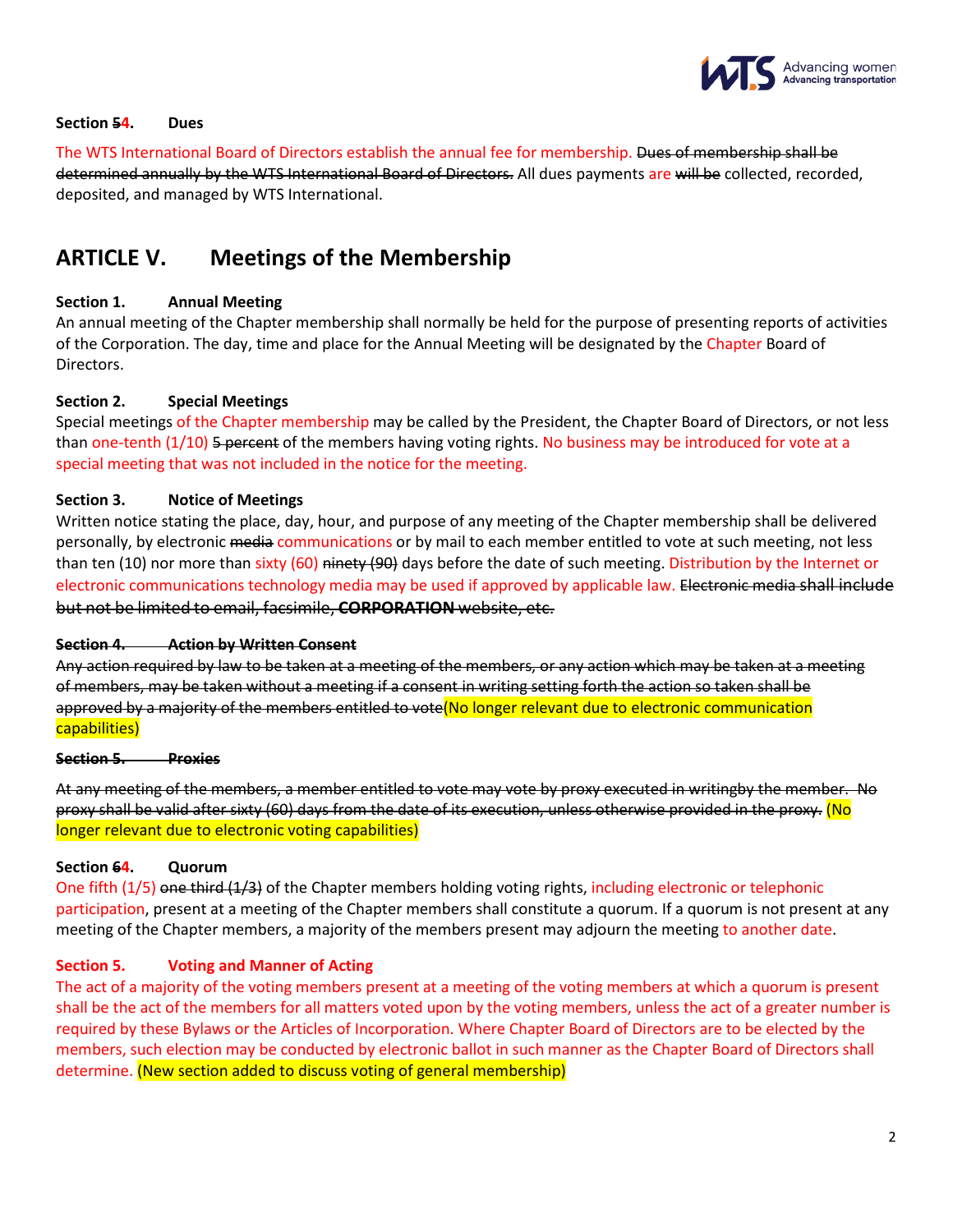**Section ~~5~~4. Dues**

The WTS International Board of Directors establish the annual fee for membership. ~~Dues of membership shall be determined annually by the WTS International Board of Directors.~~ All dues payments are ~~will be~~ collected, recorded, deposited, and managed by WTS International.

## ARTICLE V. Meetings of the Membership

**Section 1. Annual Meeting**

An annual meeting of the Chapter membership shall normally be held for the purpose of presenting reports of activities of the Corporation. The day, time and place for the Annual Meeting will be designated by the Chapter Board of Directors.

**Section 2. Special Meetings**

Special meetings of the Chapter membership may be called by the President, the Chapter Board of Directors, or not less than one-tenth (1/10) ~~5 percent~~ of the members having voting rights. No business may be introduced for vote at a special meeting that was not included in the notice for the meeting.

**Section 3. Notice of Meetings**

Written notice stating the place, day, hour, and purpose of any meeting of the Chapter membership shall be delivered personally, by electronic ~~media~~ communications or by mail to each member entitled to vote at such meeting, not less than ten (10) nor more than sixty (60) ~~ninety (90)~~ days before the date of such meeting. Distribution by the Internet or electronic communications technology media may be used if approved by applicable law. ~~Electronic media shall include but not be limited to email, facsimile, **CORPORATION** website, etc.~~

~~**Section 4. Action by Written Consent**~~

~~Any action required by law to be taken at a meeting of the members, or any action which may be taken at a meeting of members, may be taken without a meeting if a consent in writing setting forth the action so taken shall be approved by a majority of the members entitled to vote~~(No longer relevant due to electronic communication capabilities)

~~**Section 5. Proxies**~~

~~At any meeting of the members, a member entitled to vote may vote by proxy executed in writingby the member. No proxy shall be valid after sixty (60) days from the date of its execution, unless otherwise provided in the proxy.~~ (No longer relevant due to electronic voting capabilities)

**Section ~~6~~4. Quorum**

One fifth (1/5) ~~one third (1/3)~~ of the Chapter members holding voting rights, including electronic or telephonic participation, present at a meeting of the Chapter members shall constitute a quorum. If a quorum is not present at any meeting of the Chapter members, a majority of the members present may adjourn the meeting to another date.

**Section 5. Voting and Manner of Acting**

The act of a majority of the voting members present at a meeting of the voting members at which a quorum is present shall be the act of the members for all matters voted upon by the voting members, unless the act of a greater number is required by these Bylaws or the Articles of Incorporation. Where Chapter Board of Directors are to be elected by the members, such election may be conducted by electronic ballot in such manner as the Chapter Board of Directors shall determine. (New section added to discuss voting of general membership)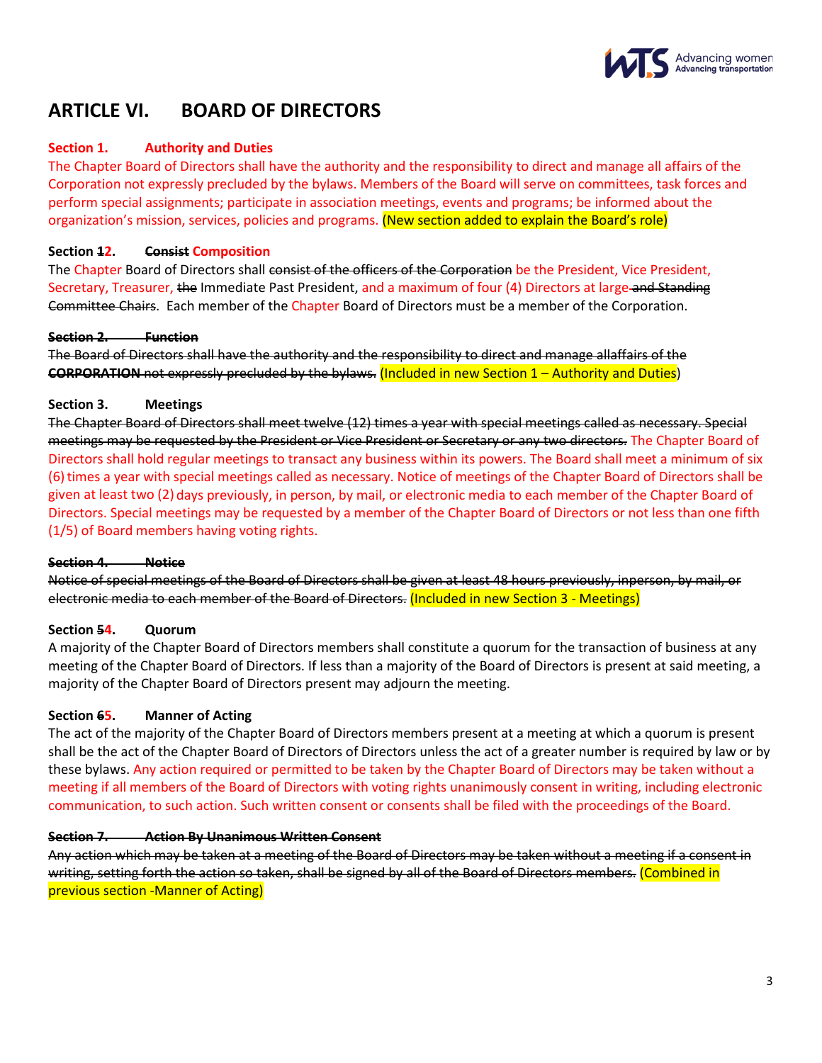# ARTICLE VI. BOARD OF DIRECTORS

**Section 1. Authority and Duties**

The Chapter Board of Directors shall have the authority and the responsibility to direct and manage all affairs of the Corporation not expressly precluded by the bylaws. Members of the Board will serve on committees, task forces and perform special assignments; participate in association meetings, events and programs; be informed about the organization's mission, services, policies and programs. (New section added to explain the Board's role)

**Section ~~1~~2. ~~Consist~~ Composition**

The Chapter Board of Directors shall ~~consist of the officers of the Corporation~~ be the President, Vice President, Secretary, Treasurer, ~~the~~ Immediate Past President, and a maximum of four (4) Directors at large ~~and Standing Committee Chairs~~. Each member of the Chapter Board of Directors must be a member of the Corporation.

~~**Section 2. Function**~~

~~The Board of Directors shall have the authority and the responsibility to direct and manage allaffairs of the **CORPORATION** not expressly precluded by the bylaws.~~ (Included in new Section 1 – Authority and Duties)

**Section 3. Meetings**

~~The Chapter Board of Directors shall meet twelve (12) times a year with special meetings called as necessary. Special meetings may be requested by the President or Vice President or Secretary or any two directors.~~ The Chapter Board of Directors shall hold regular meetings to transact any business within its powers. The Board shall meet a minimum of six (6) times a year with special meetings called as necessary. Notice of meetings of the Chapter Board of Directors shall be given at least two (2) days previously, in person, by mail, or electronic media to each member of the Chapter Board of Directors. Special meetings may be requested by a member of the Chapter Board of Directors or not less than one fifth (1/5) of Board members having voting rights.

~~**Section 4. Notice**~~

~~Notice of special meetings of the Board of Directors shall be given at least 48 hours previously, inperson, by mail, or electronic media to each member of the Board of Directors.~~ (Included in new Section 3 - Meetings)

**Section ~~5~~4. Quorum**

A majority of the Chapter Board of Directors members shall constitute a quorum for the transaction of business at any meeting of the Chapter Board of Directors. If less than a majority of the Board of Directors is present at said meeting, a majority of the Chapter Board of Directors present may adjourn the meeting.

**Section ~~6~~5. Manner of Acting**

The act of the majority of the Chapter Board of Directors members present at a meeting at which a quorum is present shall be the act of the Chapter Board of Directors of Directors unless the act of a greater number is required by law or by these bylaws. Any action required or permitted to be taken by the Chapter Board of Directors may be taken without a meeting if all members of the Board of Directors with voting rights unanimously consent in writing, including electronic communication, to such action. Such written consent or consents shall be filed with the proceedings of the Board.

~~**Section 7. Action By Unanimous Written Consent**~~

~~Any action which may be taken at a meeting of the Board of Directors may be taken without a meeting if a consent in writing, setting forth the action so taken, shall be signed by all of the Board of Directors members.~~ (Combined in previous section -Manner of Acting)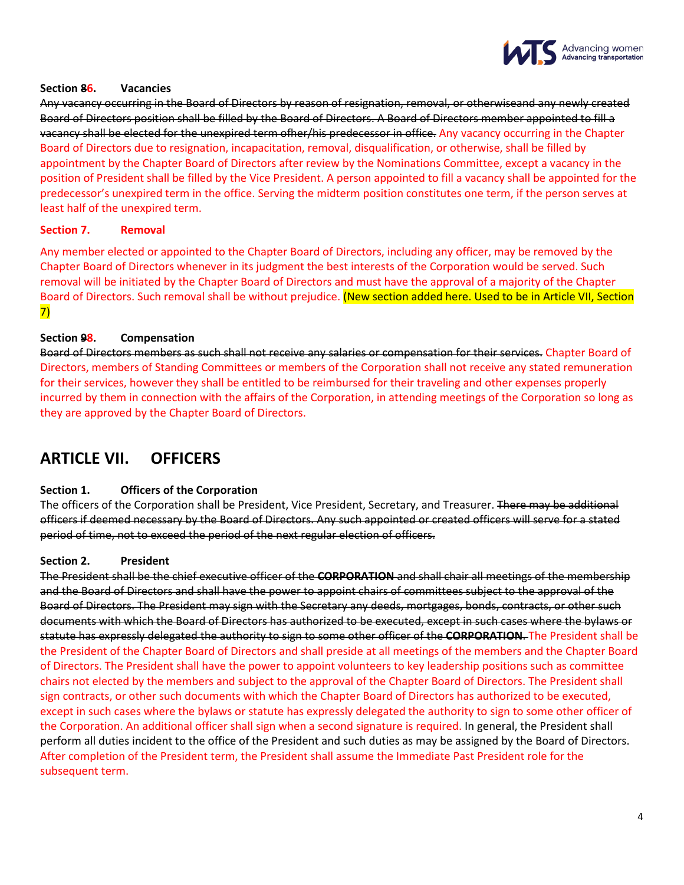**Section ~~8~~6. Vacancies**

~~Any vacancy occurring in the Board of Directors by reason of resignation, removal, or otherwiseand any newly created Board of Directors position shall be filled by the Board of Directors. A Board of Directors member appointed to fill a vacancy shall be elected for the unexpired term ofher/his predecessor in office.~~ Any vacancy occurring in the Chapter Board of Directors due to resignation, incapacitation, removal, disqualification, or otherwise, shall be filled by appointment by the Chapter Board of Directors after review by the Nominations Committee, except a vacancy in the position of President shall be filled by the Vice President. A person appointed to fill a vacancy shall be appointed for the predecessor's unexpired term in the office. Serving the midterm position constitutes one term, if the person serves at least half of the unexpired term.

**Section 7. Removal**

Any member elected or appointed to the Chapter Board of Directors, including any officer, may be removed by the Chapter Board of Directors whenever in its judgment the best interests of the Corporation would be served. Such removal will be initiated by the Chapter Board of Directors and must have the approval of a majority of the Chapter Board of Directors. Such removal shall be without prejudice. (New section added here. Used to be in Article VII, Section 7)

**Section ~~9~~8. Compensation**

~~Board of Directors members as such shall not receive any salaries or compensation for their services.~~ Chapter Board of Directors, members of Standing Committees or members of the Corporation shall not receive any stated remuneration for their services, however they shall be entitled to be reimbursed for their traveling and other expenses properly incurred by them in connection with the affairs of the Corporation, in attending meetings of the Corporation so long as they are approved by the Chapter Board of Directors.

## ARTICLE VII. OFFICERS

**Section 1. Officers of the Corporation**

The officers of the Corporation shall be President, Vice President, Secretary, and Treasurer. ~~There may be additional officers if deemed necessary by the Board of Directors. Any such appointed or created officers will serve for a stated period of time, not to exceed the period of the next regular election of officers.~~

**Section 2. President**

~~The President shall be the chief executive officer of the **CORPORATION** and shall chair all meetings of the membership and the Board of Directors and shall have the power to appoint chairs of committees subject to the approval of the Board of Directors. The President may sign with the Secretary any deeds, mortgages, bonds, contracts, or other such documents with which the Board of Directors has authorized to be executed, except in such cases where the bylaws or statute has expressly delegated the authority to sign to some other officer of the **CORPORATION**.~~ The President shall be the President of the Chapter Board of Directors and shall preside at all meetings of the members and the Chapter Board of Directors. The President shall have the power to appoint volunteers to key leadership positions such as committee chairs not elected by the members and subject to the approval of the Chapter Board of Directors. The President shall sign contracts, or other such documents with which the Chapter Board of Directors has authorized to be executed, except in such cases where the bylaws or statute has expressly delegated the authority to sign to some other officer of the Corporation. An additional officer shall sign when a second signature is required. In general, the President shall perform all duties incident to the office of the President and such duties as may be assigned by the Board of Directors. After completion of the President term, the President shall assume the Immediate Past President role for the subsequent term.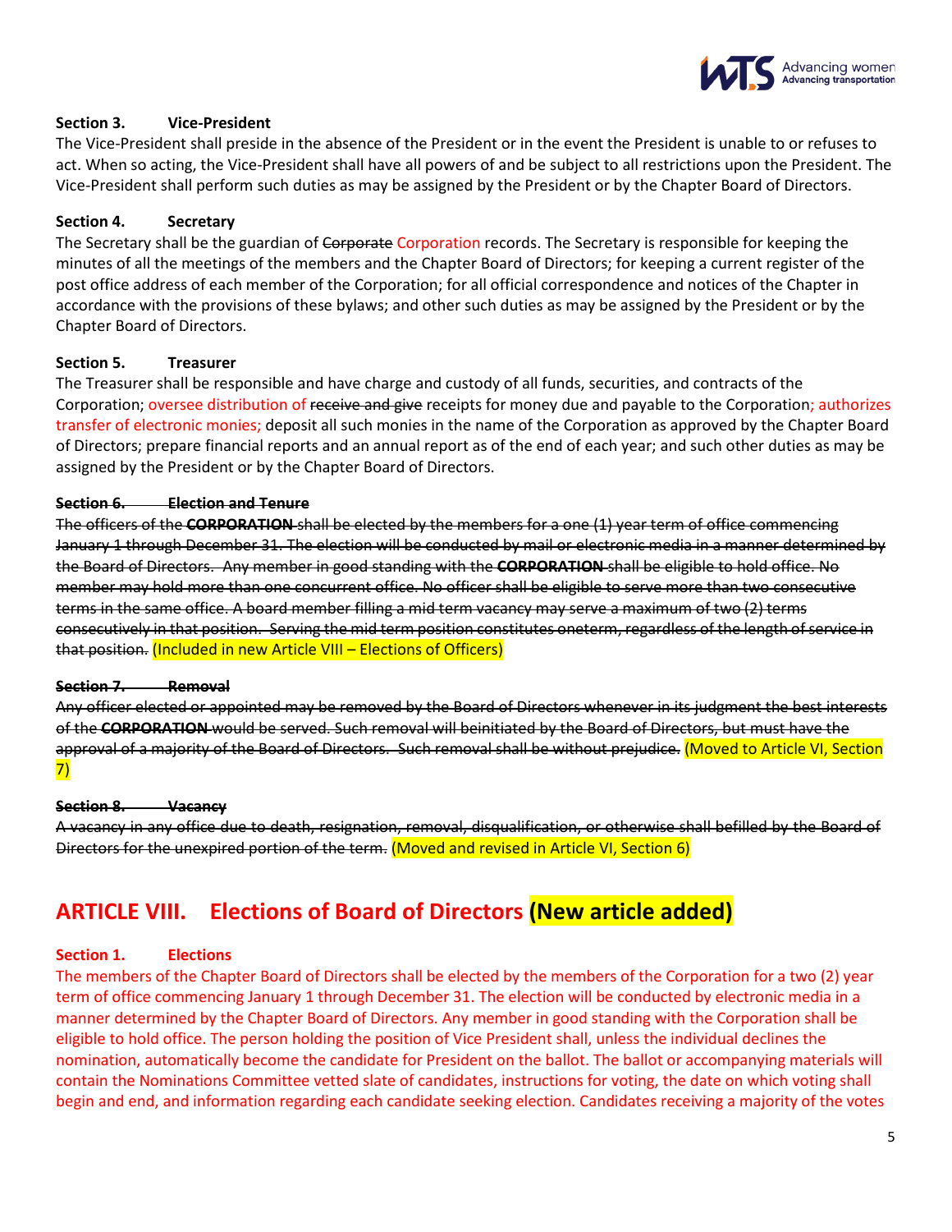**Section 3. Vice-President**

The Vice-President shall preside in the absence of the President or in the event the President is unable to or refuses to act. When so acting, the Vice-President shall have all powers of and be subject to all restrictions upon the President. The Vice-President shall perform such duties as may be assigned by the President or by the Chapter Board of Directors.

**Section 4. Secretary**

The Secretary shall be the guardian of ~~Corporate~~ Corporation records. The Secretary is responsible for keeping the minutes of all the meetings of the members and the Chapter Board of Directors; for keeping a current register of the post office address of each member of the Corporation; for all official correspondence and notices of the Chapter in accordance with the provisions of these bylaws; and other such duties as may be assigned by the President or by the Chapter Board of Directors.

**Section 5. Treasurer**

The Treasurer shall be responsible and have charge and custody of all funds, securities, and contracts of the Corporation; oversee distribution of ~~receive and give~~ receipts for money due and payable to the Corporation; authorizes transfer of electronic monies; deposit all such monies in the name of the Corporation as approved by the Chapter Board of Directors; prepare financial reports and an annual report as of the end of each year; and such other duties as may be assigned by the President or by the Chapter Board of Directors.

~~**Section 6. Election and Tenure**~~

~~The officers of the **CORPORATION** shall be elected by the members for a one (1) year term of office commencing January 1 through December 31. The election will be conducted by mail or electronic media in a manner determined by the Board of Directors. Any member in good standing with the **CORPORATION** shall be eligible to hold office. No member may hold more than one concurrent office. No officer shall be eligible to serve more than two consecutive terms in the same office. A board member filling a mid term vacancy may serve a maximum of two (2) terms consecutively in that position. Serving the mid term position constitutes oneterm, regardless of the length of service in that position.~~ (Included in new Article VIII – Elections of Officers)

~~**Section 7. Removal**~~

~~Any officer elected or appointed may be removed by the Board of Directors whenever in its judgment the best interests of the **CORPORATION** would be served. Such removal will beinitiated by the Board of Directors, but must have the approval of a majority of the Board of Directors. Such removal shall be without prejudice.~~ (Moved to Article VI, Section 7)

~~**Section 8. Vacancy**~~

~~A vacancy in any office due to death, resignation, removal, disqualification, or otherwise shall befilled by the Board of Directors for the unexpired portion of the term.~~ (Moved and revised in Article VI, Section 6)

## ARTICLE VIII. Elections of Board of Directors (New article added)

**Section 1. Elections**

The members of the Chapter Board of Directors shall be elected by the members of the Corporation for a two (2) year term of office commencing January 1 through December 31. The election will be conducted by electronic media in a manner determined by the Chapter Board of Directors. Any member in good standing with the Corporation shall be eligible to hold office. The person holding the position of Vice President shall, unless the individual declines the nomination, automatically become the candidate for President on the ballot. The ballot or accompanying materials will contain the Nominations Committee vetted slate of candidates, instructions for voting, the date on which voting shall begin and end, and information regarding each candidate seeking election. Candidates receiving a majority of the votes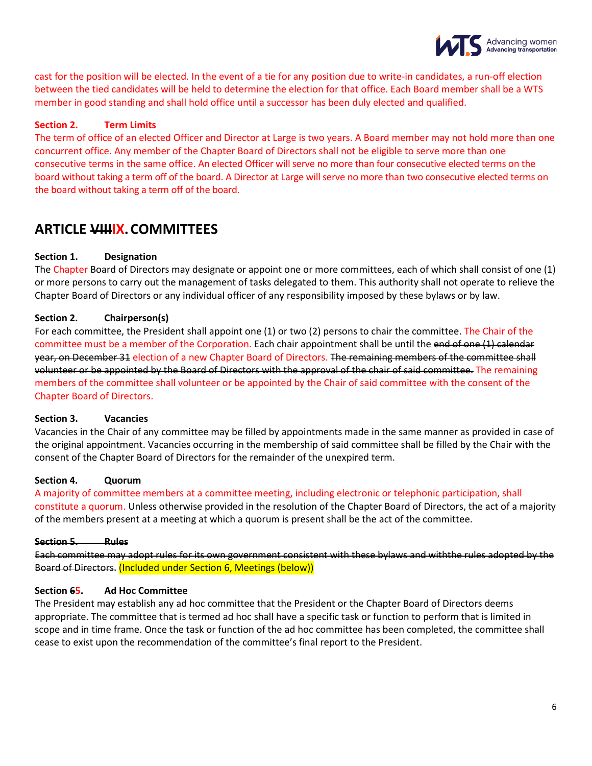cast for the position will be elected. In the event of a tie for any position due to write-in candidates, a run-off election between the tied candidates will be held to determine the election for that office. Each Board member shall be a WTS member in good standing and shall hold office until a successor has been duly elected and qualified.

**Section 2. Term Limits**

The term of office of an elected Officer and Director at Large is two years. A Board member may not hold more than one concurrent office. Any member of the Chapter Board of Directors shall not be eligible to serve more than one consecutive terms in the same office. An elected Officer will serve no more than four consecutive elected terms on the board without taking a term off of the board. A Director at Large will serve no more than two consecutive elected terms on the board without taking a term off of the board.

## ARTICLE ~~VIII~~IX. COMMITTEES

**Section 1. Designation**

The Chapter Board of Directors may designate or appoint one or more committees, each of which shall consist of one (1) or more persons to carry out the management of tasks delegated to them. This authority shall not operate to relieve the Chapter Board of Directors or any individual officer of any responsibility imposed by these bylaws or by law.

**Section 2. Chairperson(s)**

For each committee, the President shall appoint one (1) or two (2) persons to chair the committee. The Chair of the committee must be a member of the Corporation. Each chair appointment shall be until the ~~end of one (1) calendar year, on December 31~~ election of a new Chapter Board of Directors. ~~The remaining members of the committee shall volunteer or be appointed by the Board of Directors with the approval of the chair of said committee.~~ The remaining members of the committee shall volunteer or be appointed by the Chair of said committee with the consent of the Chapter Board of Directors.

**Section 3. Vacancies**

Vacancies in the Chair of any committee may be filled by appointments made in the same manner as provided in case of the original appointment. Vacancies occurring in the membership of said committee shall be filled by the Chair with the consent of the Chapter Board of Directors for the remainder of the unexpired term.

**Section 4. Quorum**

A majority of committee members at a committee meeting, including electronic or telephonic participation, shall constitute a quorum. Unless otherwise provided in the resolution of the Chapter Board of Directors, the act of a majority of the members present at a meeting at which a quorum is present shall be the act of the committee.

~~**Section 5. Rules**~~

~~Each committee may adopt rules for its own government consistent with these bylaws and withthe rules adopted by the Board of Directors.~~ (Included under Section 6, Meetings (below))

**Section ~~6~~5. Ad Hoc Committee**

The President may establish any ad hoc committee that the President or the Chapter Board of Directors deems appropriate. The committee that is termed ad hoc shall have a specific task or function to perform that is limited in scope and in time frame. Once the task or function of the ad hoc committee has been completed, the committee shall cease to exist upon the recommendation of the committee's final report to the President.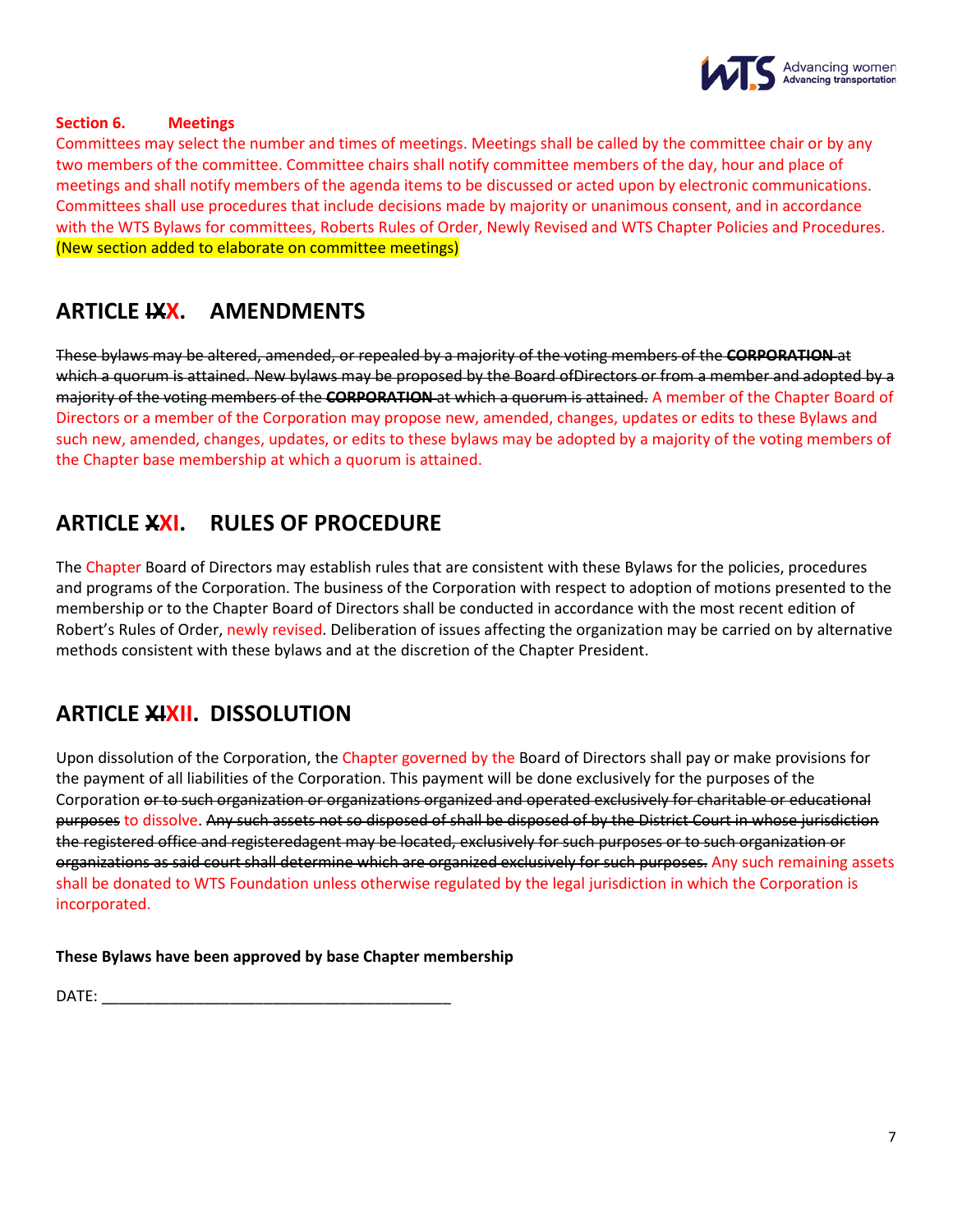**Section 6. Meetings**

Committees may select the number and times of meetings. Meetings shall be called by the committee chair or by any two members of the committee. Committee chairs shall notify committee members of the day, hour and place of meetings and shall notify members of the agenda items to be discussed or acted upon by electronic communications. Committees shall use procedures that include decisions made by majority or unanimous consent, and in accordance with the WTS Bylaws for committees, Roberts Rules of Order, Newly Revised and WTS Chapter Policies and Procedures. (New section added to elaborate on committee meetings)

## ARTICLE ~~IX~~X. AMENDMENTS

~~These bylaws may be altered, amended, or repealed by a majority of the voting members of the **CORPORATION** at which a quorum is attained. New bylaws may be proposed by the Board ofDirectors or from a member and adopted by a majority of the voting members of the **CORPORATION** at which a quorum is attained.~~ A member of the Chapter Board of Directors or a member of the Corporation may propose new, amended, changes, updates or edits to these Bylaws and such new, amended, changes, updates, or edits to these bylaws may be adopted by a majority of the voting members of the Chapter base membership at which a quorum is attained.

## ARTICLE ~~X~~XI. RULES OF PROCEDURE

The Chapter Board of Directors may establish rules that are consistent with these Bylaws for the policies, procedures and programs of the Corporation. The business of the Corporation with respect to adoption of motions presented to the membership or to the Chapter Board of Directors shall be conducted in accordance with the most recent edition of Robert's Rules of Order, newly revised. Deliberation of issues affecting the organization may be carried on by alternative methods consistent with these bylaws and at the discretion of the Chapter President.

## ARTICLE ~~XI~~XII. DISSOLUTION

Upon dissolution of the Corporation, the Chapter governed by the Board of Directors shall pay or make provisions for the payment of all liabilities of the Corporation. This payment will be done exclusively for the purposes of the Corporation ~~or to such organization or organizations organized and operated exclusively for charitable or educational purposes~~ to dissolve. ~~Any such assets not so disposed of shall be disposed of by the District Court in whose jurisdiction the registered office and registeredagent may be located, exclusively for such purposes or to such organization or organizations as said court shall determine which are organized exclusively for such purposes.~~ Any such remaining assets shall be donated to WTS Foundation unless otherwise regulated by the legal jurisdiction in which the Corporation is incorporated.

**These Bylaws have been approved by base Chapter membership**

DATE: ________________________________________